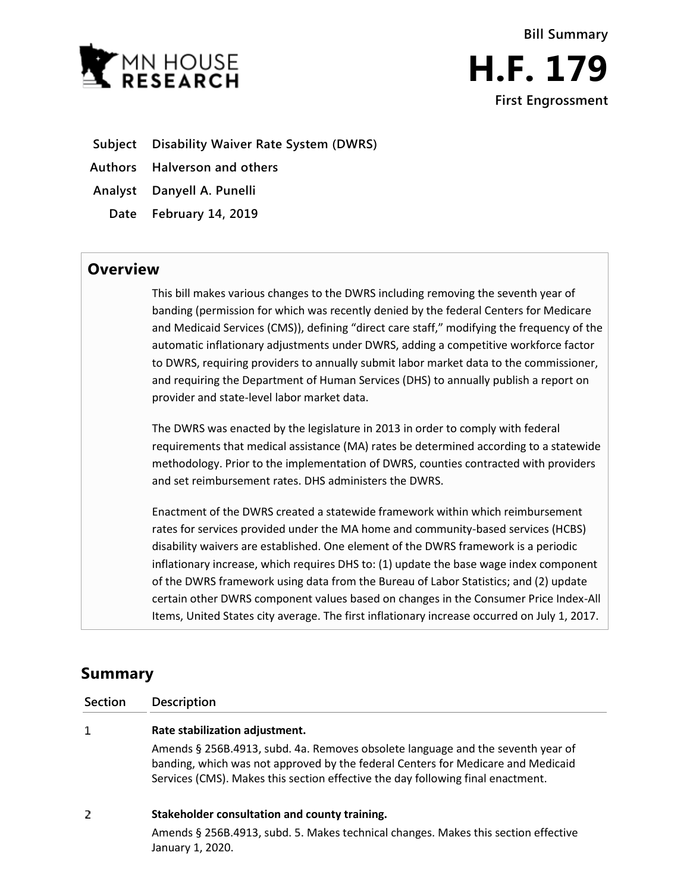MN HOUSE RESEARCH

**Bill Summary**

# H.F. 179

**First Engrossment**

| | |
|---|---|
| **Subject** | **Disability Waiver Rate System (DWRS)** |
| **Authors** | **Halverson and others** |
| **Analyst** | **Danyell A. Punelli** |
| **Date** | **February 14, 2019** |

## Overview

This bill makes various changes to the DWRS including removing the seventh year of banding (permission for which was recently denied by the federal Centers for Medicare and Medicaid Services (CMS)), defining "direct care staff," modifying the frequency of the automatic inflationary adjustments under DWRS, adding a competitive workforce factor to DWRS, requiring providers to annually submit labor market data to the commissioner, and requiring the Department of Human Services (DHS) to annually publish a report on provider and state-level labor market data.

The DWRS was enacted by the legislature in 2013 in order to comply with federal requirements that medical assistance (MA) rates be determined according to a statewide methodology. Prior to the implementation of DWRS, counties contracted with providers and set reimbursement rates. DHS administers the DWRS.

Enactment of the DWRS created a statewide framework within which reimbursement rates for services provided under the MA home and community-based services (HCBS) disability waivers are established. One element of the DWRS framework is a periodic inflationary increase, which requires DHS to: (1) update the base wage index component of the DWRS framework using data from the Bureau of Labor Statistics; and (2) update certain other DWRS component values based on changes in the Consumer Price Index-All Items, United States city average. The first inflationary increase occurred on July 1, 2017.

## Summary

| Section | Description |
|---|---|
| 1 | **Rate stabilization adjustment.** Amends § 256B.4913, subd. 4a. Removes obsolete language and the seventh year of banding, which was not approved by the federal Centers for Medicare and Medicaid Services (CMS). Makes this section effective the day following final enactment. |
| 2 | **Stakeholder consultation and county training.** Amends § 256B.4913, subd. 5. Makes technical changes. Makes this section effective January 1, 2020. |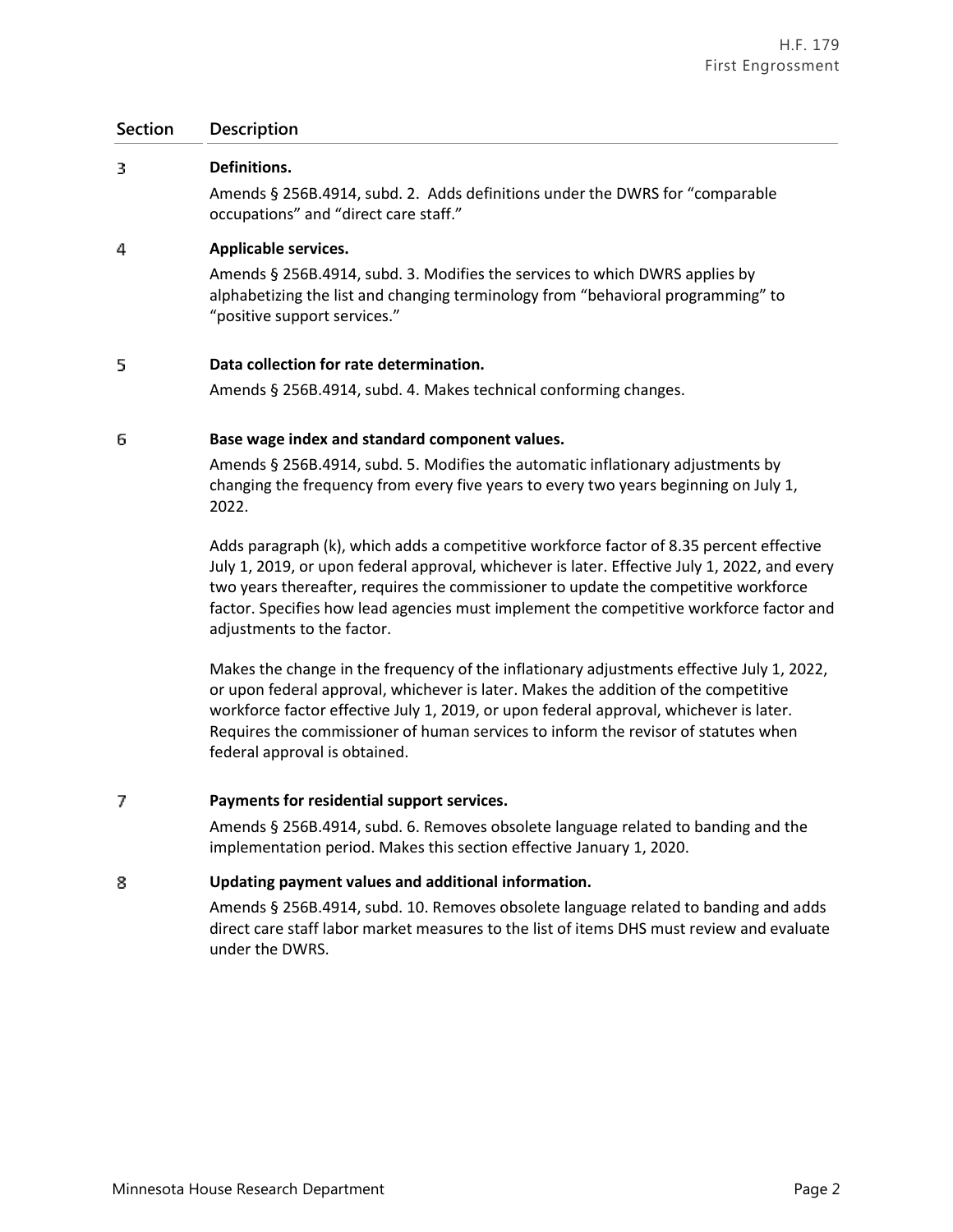| Section | Description |
|---|---|
| 3 | **Definitions.**<br>Amends § 256B.4914, subd. 2. Adds definitions under the DWRS for "comparable occupations" and "direct care staff." |
| 4 | **Applicable services.**<br>Amends § 256B.4914, subd. 3. Modifies the services to which DWRS applies by alphabetizing the list and changing terminology from "behavioral programming" to "positive support services." |
| 5 | **Data collection for rate determination.**<br>Amends § 256B.4914, subd. 4. Makes technical conforming changes. |
| 6 | **Base wage index and standard component values.**<br>Amends § 256B.4914, subd. 5. Modifies the automatic inflationary adjustments by changing the frequency from every five years to every two years beginning on July 1, 2022.<br><br>Adds paragraph (k), which adds a competitive workforce factor of 8.35 percent effective July 1, 2019, or upon federal approval, whichever is later. Effective July 1, 2022, and every two years thereafter, requires the commissioner to update the competitive workforce factor. Specifies how lead agencies must implement the competitive workforce factor and adjustments to the factor.<br><br>Makes the change in the frequency of the inflationary adjustments effective July 1, 2022, or upon federal approval, whichever is later. Makes the addition of the competitive workforce factor effective July 1, 2019, or upon federal approval, whichever is later. Requires the commissioner of human services to inform the revisor of statutes when federal approval is obtained. |
| 7 | **Payments for residential support services.**<br>Amends § 256B.4914, subd. 6. Removes obsolete language related to banding and the implementation period. Makes this section effective January 1, 2020. |
| 8 | **Updating payment values and additional information.**<br>Amends § 256B.4914, subd. 10. Removes obsolete language related to banding and adds direct care staff labor market measures to the list of items DHS must review and evaluate under the DWRS. |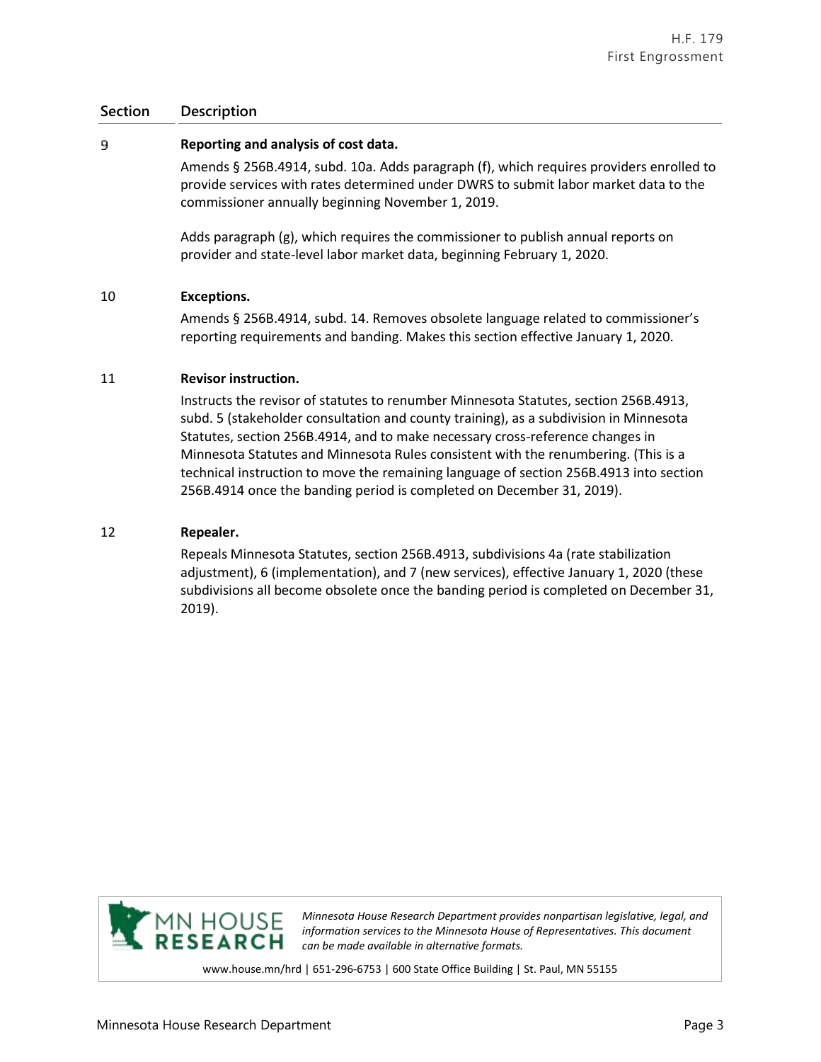| Section | Description |
|---|---|
| 9 | **Reporting and analysis of cost data.**<br>Amends § 256B.4914, subd. 10a. Adds paragraph (f), which requires providers enrolled to provide services with rates determined under DWRS to submit labor market data to the commissioner annually beginning November 1, 2019.<br><br>Adds paragraph (g), which requires the commissioner to publish annual reports on provider and state-level labor market data, beginning February 1, 2020. |
| 10 | **Exceptions.**<br>Amends § 256B.4914, subd. 14. Removes obsolete language related to commissioner's reporting requirements and banding. Makes this section effective January 1, 2020. |
| 11 | **Revisor instruction.**<br>Instructs the revisor of statutes to renumber Minnesota Statutes, section 256B.4913, subd. 5 (stakeholder consultation and county training), as a subdivision in Minnesota Statutes, section 256B.4914, and to make necessary cross-reference changes in Minnesota Statutes and Minnesota Rules consistent with the renumbering. (This is a technical instruction to move the remaining language of section 256B.4913 into section 256B.4914 once the banding period is completed on December 31, 2019). |
| 12 | **Repealer.**<br>Repeals Minnesota Statutes, section 256B.4913, subdivisions 4a (rate stabilization adjustment), 6 (implementation), and 7 (new services), effective January 1, 2020 (these subdivisions all become obsolete once the banding period is completed on December 31, 2019). |

MN HOUSE RESEARCH

*Minnesota House Research Department provides nonpartisan legislative, legal, and information services to the Minnesota House of Representatives. This document can be made available in alternative formats.*

www.house.mn/hrd | 651-296-6753 | 600 State Office Building | St. Paul, MN 55155